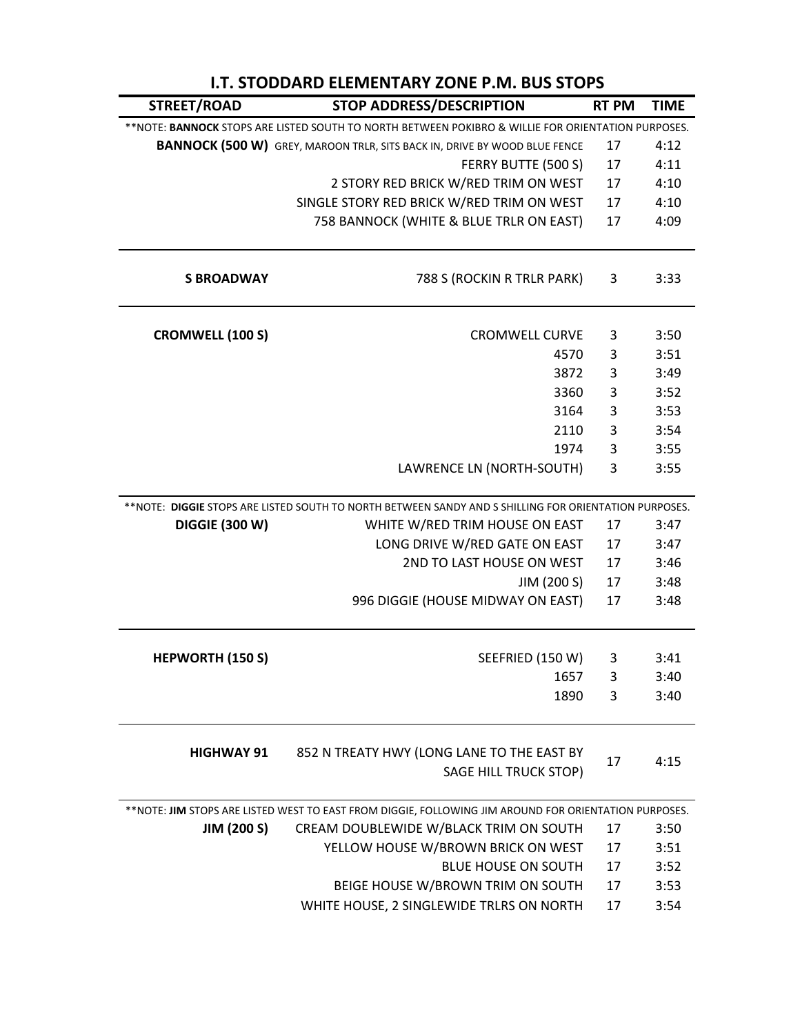## I.T. STODDARD ELEMENTARY ZONE P.M. BUS STOPS

| STREET/ROAD | STOP ADDRESS/DESCRIPTION | RT PM | TIME |
|---|---|---|---|
| **NOTE: **BANNOCK** STOPS ARE LISTED SOUTH TO NORTH BETWEEN POKIBRO & WILLIE FOR ORIENTATION PURPOSES. | | | |
| **BANNOCK (500 W)** | GREY, MAROON TRLR, SITS BACK IN, DRIVE BY WOOD BLUE FENCE | 17 | 4:12 |
| | FERRY BUTTE (500 S) | 17 | 4:11 |
| | 2 STORY RED BRICK W/RED TRIM ON WEST | 17 | 4:10 |
| | SINGLE STORY RED BRICK W/RED TRIM ON WEST | 17 | 4:10 |
| | 758 BANNOCK (WHITE & BLUE TRLR ON EAST) | 17 | 4:09 |
| **S BROADWAY** | 788 S (ROCKIN R TRLR PARK) | 3 | 3:33 |
| **CROMWELL (100 S)** | CROMWELL CURVE | 3 | 3:50 |
| | 4570 | 3 | 3:51 |
| | 3872 | 3 | 3:49 |
| | 3360 | 3 | 3:52 |
| | 3164 | 3 | 3:53 |
| | 2110 | 3 | 3:54 |
| | 1974 | 3 | 3:55 |
| | LAWRENCE LN (NORTH-SOUTH) | 3 | 3:55 |
| **NOTE: **DIGGIE** STOPS ARE LISTED SOUTH TO NORTH BETWEEN SANDY AND S SHILLING FOR ORIENTATION PURPOSES. | | | |
| **DIGGIE (300 W)** | WHITE W/RED TRIM HOUSE ON EAST | 17 | 3:47 |
| | LONG DRIVE W/RED GATE ON EAST | 17 | 3:47 |
| | 2ND TO LAST HOUSE ON WEST | 17 | 3:46 |
| | JIM (200 S) | 17 | 3:48 |
| | 996 DIGGIE (HOUSE MIDWAY ON EAST) | 17 | 3:48 |
| **HEPWORTH (150 S)** | SEEFRIED (150 W) | 3 | 3:41 |
| | 1657 | 3 | 3:40 |
| | 1890 | 3 | 3:40 |
| **HIGHWAY 91** | 852 N TREATY HWY (LONG LANE TO THE EAST BY SAGE HILL TRUCK STOP) | 17 | 4:15 |
| **NOTE: **JIM** STOPS ARE LISTED WEST TO EAST FROM DIGGIE, FOLLOWING JIM AROUND FOR ORIENTATION PURPOSES. | | | |
| **JIM (200 S)** | CREAM DOUBLEWIDE W/BLACK TRIM ON SOUTH | 17 | 3:50 |
| | YELLOW HOUSE W/BROWN BRICK ON WEST | 17 | 3:51 |
| | BLUE HOUSE ON SOUTH | 17 | 3:52 |
| | BEIGE HOUSE W/BROWN TRIM ON SOUTH | 17 | 3:53 |
| | WHITE HOUSE, 2 SINGLEWIDE TRLRS ON NORTH | 17 | 3:54 |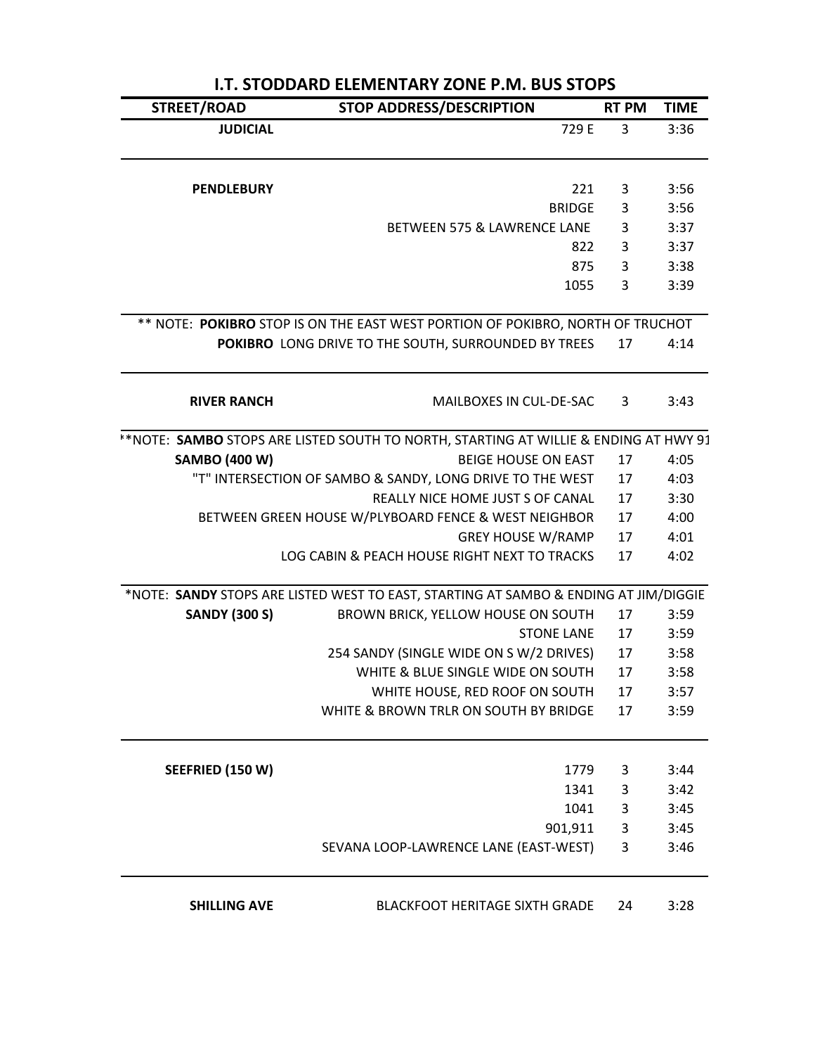# I.T. STODDARD ELEMENTARY ZONE P.M. BUS STOPS

| STREET/ROAD | STOP ADDRESS/DESCRIPTION | RT PM | TIME |
|---|---|---|---|
| **JUDICIAL** | 729 E | 3 | 3:36 |
| **PENDLEBURY** | 221 | 3 | 3:56 |
| | BRIDGE | 3 | 3:56 |
| | BETWEEN 575 & LAWRENCE LANE | 3 | 3:37 |
| | 822 | 3 | 3:37 |
| | 875 | 3 | 3:38 |
| | 1055 | 3 | 3:39 |
| ** NOTE: **POKIBRO** STOP IS ON THE EAST WEST PORTION OF POKIBRO, NORTH OF TRUCHOT | | | |
| **POKIBRO** | LONG DRIVE TO THE SOUTH, SURROUNDED BY TREES | 17 | 4:14 |
| **RIVER RANCH** | MAILBOXES IN CUL-DE-SAC | 3 | 3:43 |
| **NOTE: **SAMBO** STOPS ARE LISTED SOUTH TO NORTH, STARTING AT WILLIE & ENDING AT HWY 91 | | | |
| **SAMBO (400 W)** | BEIGE HOUSE ON EAST | 17 | 4:05 |
| | "T" INTERSECTION OF SAMBO & SANDY, LONG DRIVE TO THE WEST | 17 | 4:03 |
| | REALLY NICE HOME JUST S OF CANAL | 17 | 3:30 |
| | BETWEEN GREEN HOUSE W/PLYBOARD FENCE & WEST NEIGHBOR | 17 | 4:00 |
| | GREY HOUSE W/RAMP | 17 | 4:01 |
| | LOG CABIN & PEACH HOUSE RIGHT NEXT TO TRACKS | 17 | 4:02 |
| *NOTE: **SANDY** STOPS ARE LISTED WEST TO EAST, STARTING AT SAMBO & ENDING AT JIM/DIGGIE | | | |
| **SANDY (300 S)** | BROWN BRICK, YELLOW HOUSE ON SOUTH | 17 | 3:59 |
| | STONE LANE | 17 | 3:59 |
| | 254 SANDY (SINGLE WIDE ON S W/2 DRIVES) | 17 | 3:58 |
| | WHITE & BLUE SINGLE WIDE ON SOUTH | 17 | 3:58 |
| | WHITE HOUSE, RED ROOF ON SOUTH | 17 | 3:57 |
| | WHITE & BROWN TRLR ON SOUTH BY BRIDGE | 17 | 3:59 |
| **SEEFRIED (150 W)** | 1779 | 3 | 3:44 |
| | 1341 | 3 | 3:42 |
| | 1041 | 3 | 3:45 |
| | 901,911 | 3 | 3:45 |
| | SEVANA LOOP-LAWRENCE LANE (EAST-WEST) | 3 | 3:46 |
| **SHILLING AVE** | BLACKFOOT HERITAGE SIXTH GRADE | 24 | 3:28 |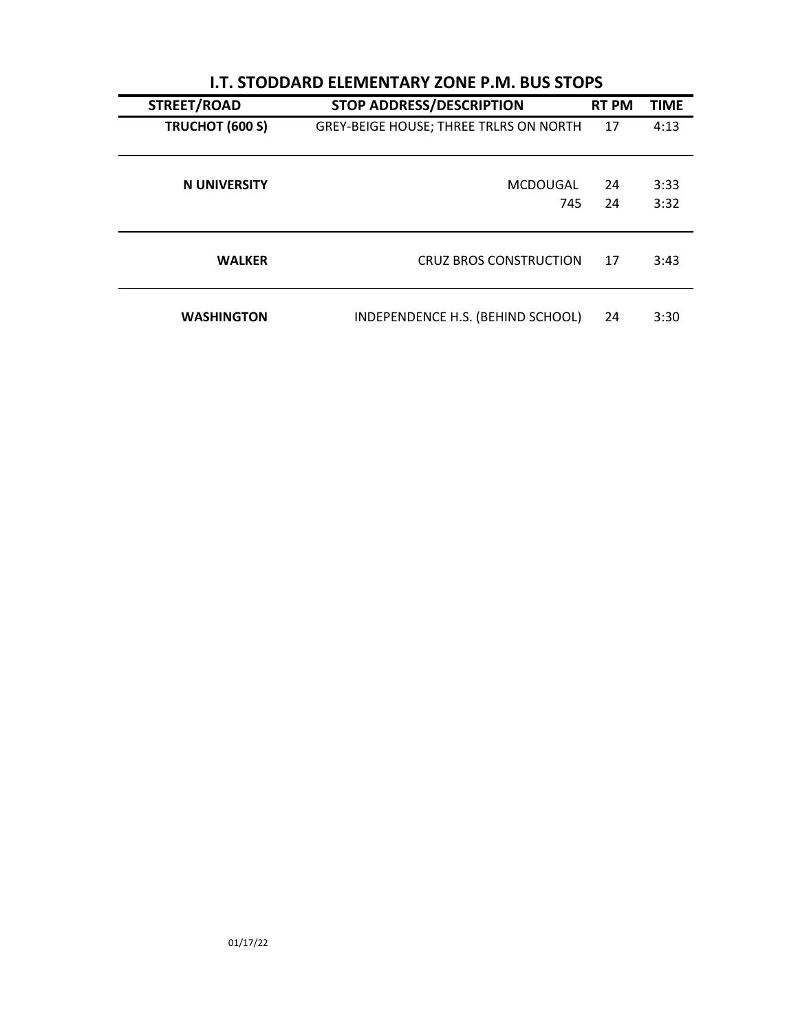# I.T. STODDARD ELEMENTARY ZONE P.M. BUS STOPS

| STREET/ROAD | STOP ADDRESS/DESCRIPTION | RT PM | TIME |
|---|---|---|---|
| **TRUCHOT (600 S)** | GREY-BEIGE HOUSE; THREE TRLRS ON NORTH | 17 | 4:13 |
| **N UNIVERSITY** | MCDOUGAL | 24 | 3:33 |
| | 745 | 24 | 3:32 |
| **WALKER** | CRUZ BROS CONSTRUCTION | 17 | 3:43 |
| **WASHINGTON** | INDEPENDENCE H.S. (BEHIND SCHOOL) | 24 | 3:30 |

01/17/22